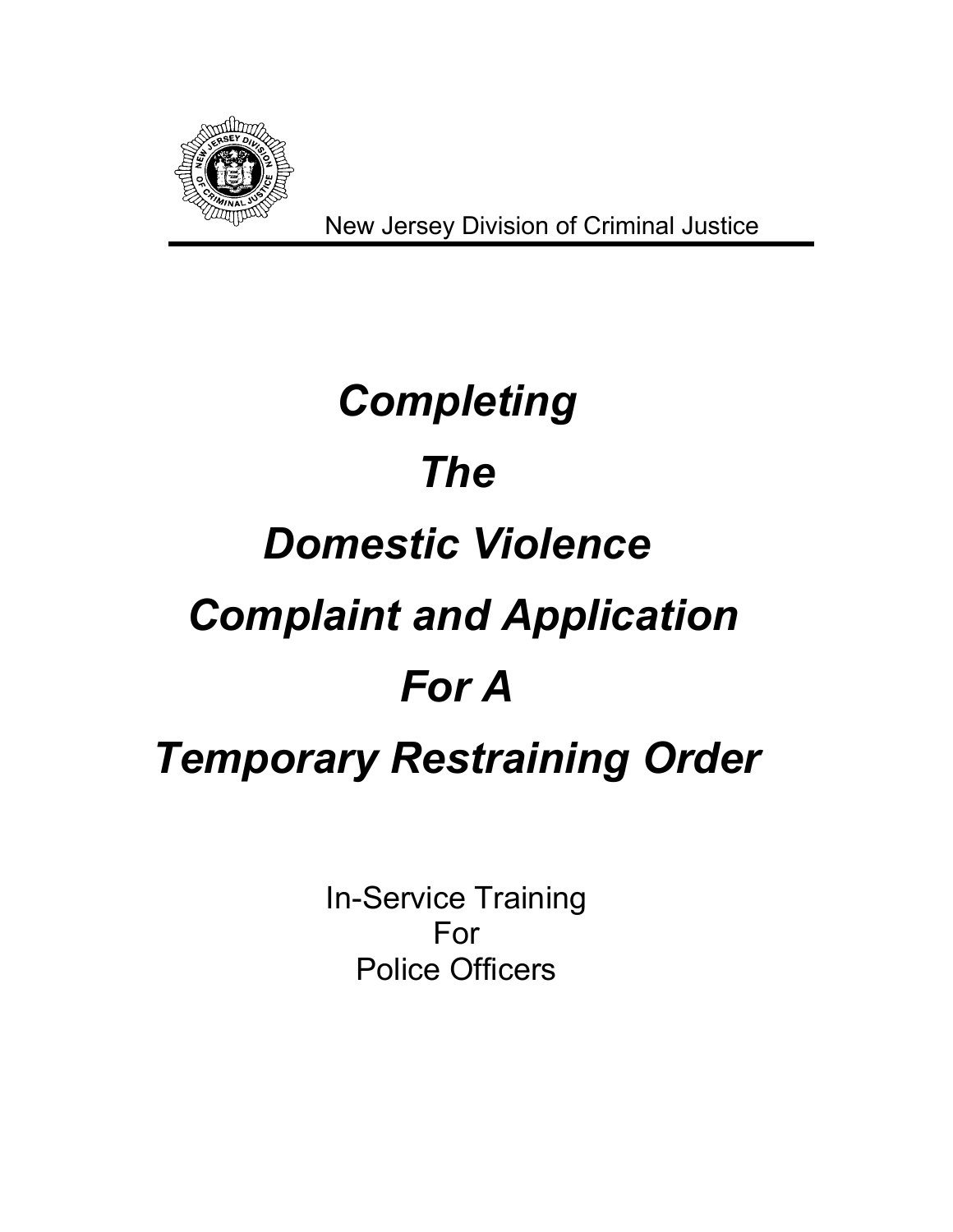New Jersey Division of Criminal Justice

# *Completing The Domestic Violence Complaint and Application For A Temporary Restraining Order*

In-Service Training
For
Police Officers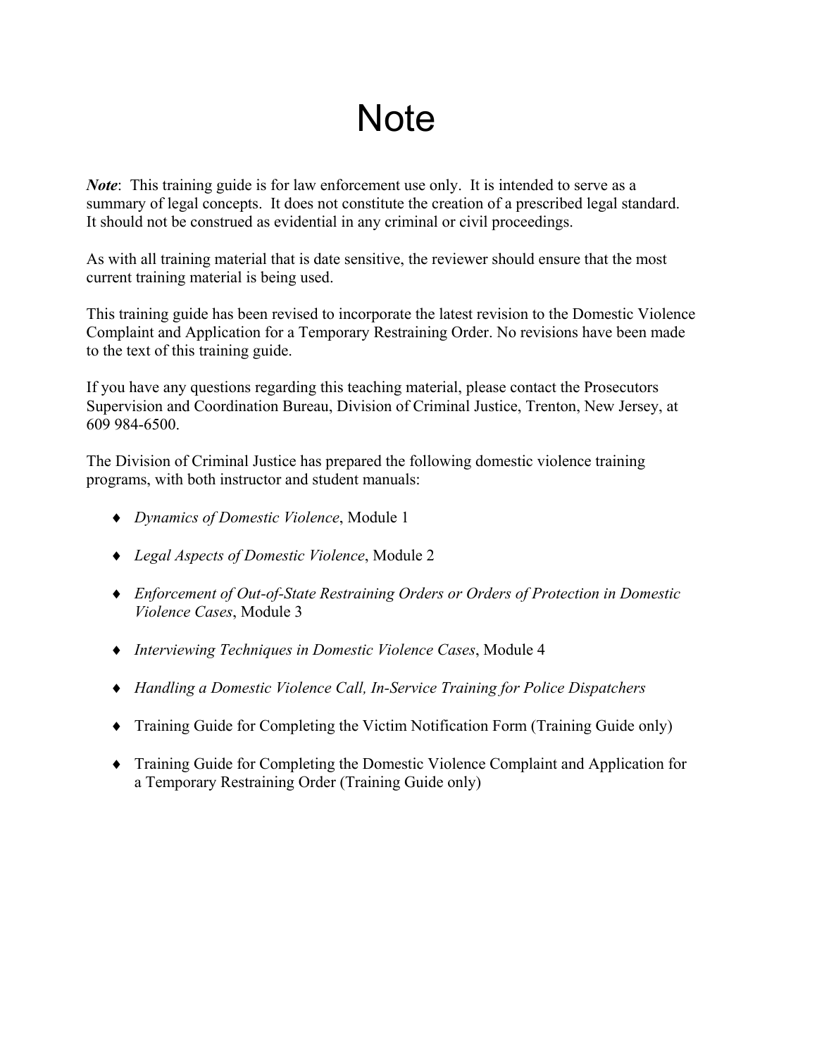# Note

***Note***: This training guide is for law enforcement use only. It is intended to serve as a summary of legal concepts. It does not constitute the creation of a prescribed legal standard. It should not be construed as evidential in any criminal or civil proceedings.

As with all training material that is date sensitive, the reviewer should ensure that the most current training material is being used.

This training guide has been revised to incorporate the latest revision to the Domestic Violence Complaint and Application for a Temporary Restraining Order. No revisions have been made to the text of this training guide.

If you have any questions regarding this teaching material, please contact the Prosecutors Supervision and Coordination Bureau, Division of Criminal Justice, Trenton, New Jersey, at 609 984-6500.

The Division of Criminal Justice has prepared the following domestic violence training programs, with both instructor and student manuals:

- *Dynamics of Domestic Violence*, Module 1
- *Legal Aspects of Domestic Violence*, Module 2
- *Enforcement of Out-of-State Restraining Orders or Orders of Protection in Domestic Violence Cases*, Module 3
- *Interviewing Techniques in Domestic Violence Cases*, Module 4
- *Handling a Domestic Violence Call, In-Service Training for Police Dispatchers*
- Training Guide for Completing the Victim Notification Form (Training Guide only)
- Training Guide for Completing the Domestic Violence Complaint and Application for a Temporary Restraining Order (Training Guide only)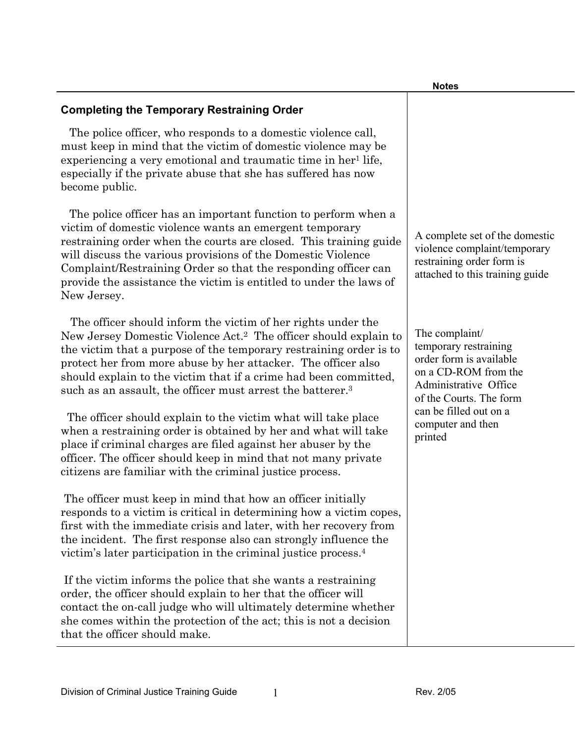## Completing the Temporary Restraining Order

The police officer, who responds to a domestic violence call, must keep in mind that the victim of domestic violence may be experiencing a very emotional and traumatic time in her[1] life, especially if the private abuse that she has suffered has now become public.

The police officer has an important function to perform when a victim of domestic violence wants an emergent temporary restraining order when the courts are closed. This training guide will discuss the various provisions of the Domestic Violence Complaint/Restraining Order so that the responding officer can provide the assistance the victim is entitled to under the laws of New Jersey.

*Notes: A complete set of the domestic violence complaint/temporary restraining order form is attached to this training guide*

The officer should inform the victim of her rights under the New Jersey Domestic Violence Act.[2] The officer should explain to the victim that a purpose of the temporary restraining order is to protect her from more abuse by her attacker. The officer also should explain to the victim that if a crime had been committed, such as an assault, the officer must arrest the batterer.[3]

*Notes: The complaint/temporary restraining order form is available on a CD-ROM from the Administrative Office of the Courts. The form can be filled out on a computer and then printed*

The officer should explain to the victim what will take place when a restraining order is obtained by her and what will take place if criminal charges are filed against her abuser by the officer. The officer should keep in mind that not many private citizens are familiar with the criminal justice process.

The officer must keep in mind that how an officer initially responds to a victim is critical in determining how a victim copes, first with the immediate crisis and later, with her recovery from the incident. The first response also can strongly influence the victim's later participation in the criminal justice process.[4]

If the victim informs the police that she wants a restraining order, the officer should explain to her that the officer will contact the on-call judge who will ultimately determine whether she comes within the protection of the act; this is not a decision that the officer should make.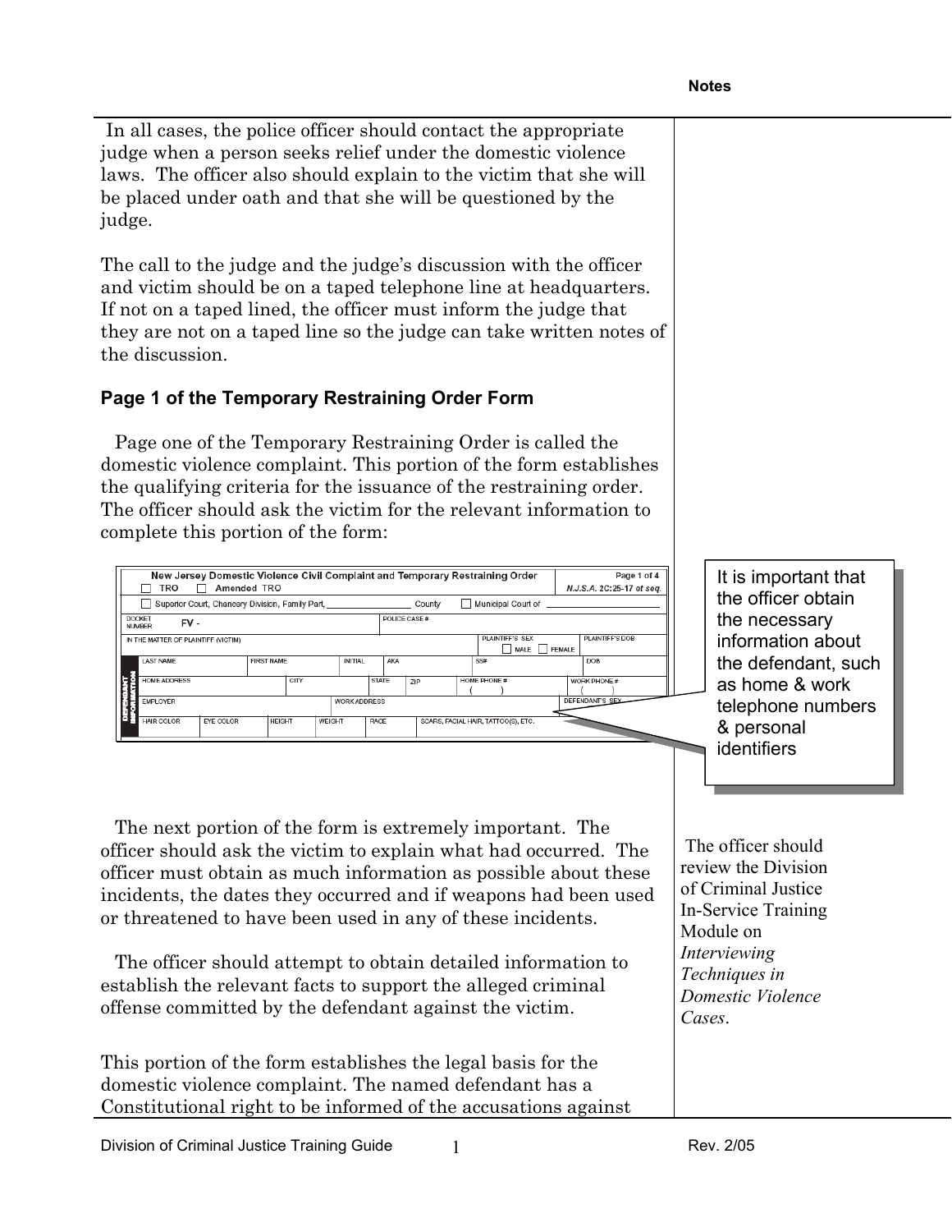**Notes**

In all cases, the police officer should contact the appropriate judge when a person seeks relief under the domestic violence laws. The officer also should explain to the victim that she will be placed under oath and that she will be questioned by the judge.

The call to the judge and the judge's discussion with the officer and victim should be on a taped telephone line at headquarters. If not on a taped lined, the officer must inform the judge that they are not on a taped line so the judge can take written notes of the discussion.

### Page 1 of the Temporary Restraining Order Form

Page one of the Temporary Restraining Order is called the domestic violence complaint. This portion of the form establishes the qualifying criteria for the issuance of the restraining order. The officer should ask the victim for the relevant information to complete this portion of the form:

| New Jersey Domestic Violence Civil Complaint and Temporary Restraining Order ☐ TRO ☐ Amended TRO | | | | | | | | Page 1 of 4 *N.J.S.A. 2C:25-17 et seq.* |
|---|---|---|---|---|---|---|---|---|
| ☐ Superior Court, Chancery Division, Family Part, ________ County | | | | | ☐ Municipal Court of ________ | | | |
| DOCKET NUMBER FV - | | | | POLICE CASE # | | | | |
| IN THE MATTER OF PLAINTIFF (VICTIM) | | | | | | PLAINTIFF'S SEX ☐ MALE ☐ FEMALE | | PLAINTIFF'S DOB |
| LAST NAME | FIRST NAME | | INITIAL | AKA | | SS# | | DOB |
| HOME ADDRESS | | CITY | | STATE | ZIP | HOME PHONE # ( ) | | WORK PHONE # ( ) |
| EMPLOYER | | | WORK ADDRESS | | | | | DEFENDANT'S SEX |
| HAIR COLOR | EYE COLOR | HEIGHT | WEIGHT | RACE | SCARS, FACIAL HAIR, TATTOO(S), ETC. | | | |

DEFENDANT INFORMATION

It is important that the officer obtain the necessary information about the defendant, such as home & work telephone numbers & personal identifiers

The next portion of the form is extremely important. The officer should ask the victim to explain what had occurred. The officer must obtain as much information as possible about these incidents, the dates they occurred and if weapons had been used or threatened to have been used in any of these incidents.

The officer should attempt to obtain detailed information to establish the relevant facts to support the alleged criminal offense committed by the defendant against the victim.

The officer should review the Division of Criminal Justice In-Service Training Module on *Interviewing Techniques in Domestic Violence Cases*.

This portion of the form establishes the legal basis for the domestic violence complaint. The named defendant has a Constitutional right to be informed of the accusations against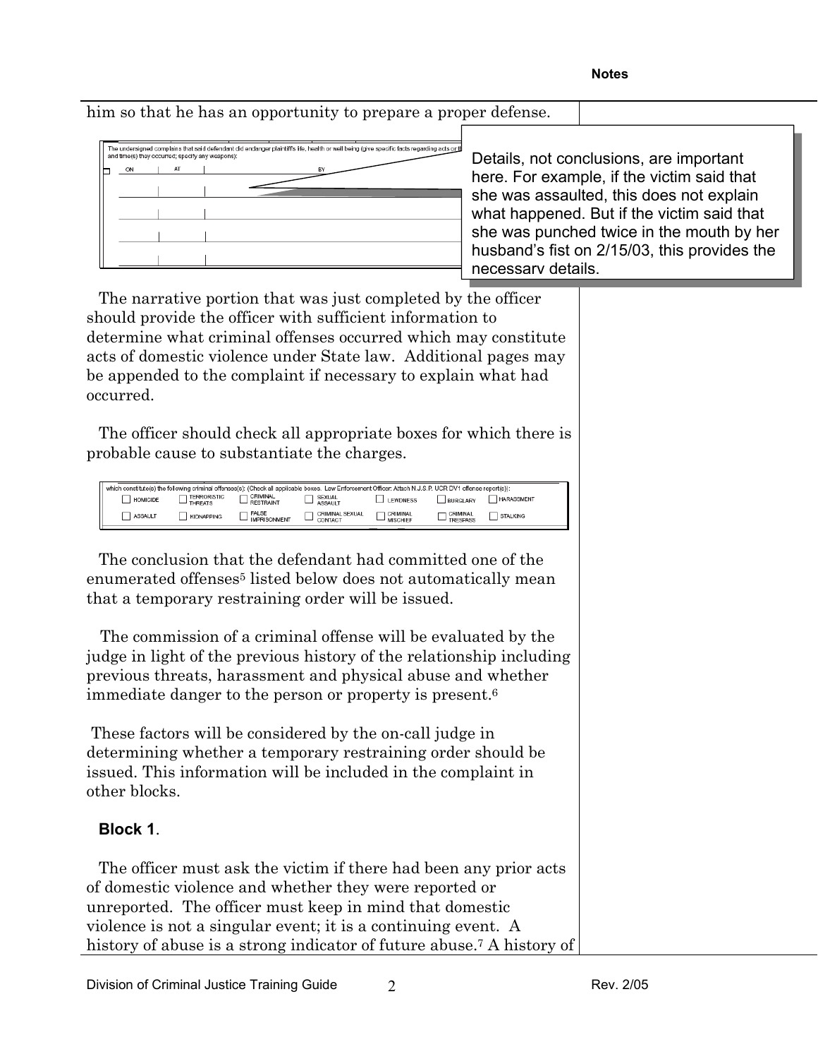him so that he has an opportunity to prepare a proper defense.

The undersigned complains that said defendant did endanger plaintiff's life, health or well being (give specific facts regarding acts or th... and time(s) they occurred; specify any weapons):

| ON | AT | BY |
|---|---|---|
| | | |
| | | |
| | | |
| | | |

Details, not conclusions, are important here. For example, if the victim said that she was assaulted, this does not explain what happened. But if the victim said that she was punched twice in the mouth by her husband's fist on 2/15/03, this provides the necessary details.

The narrative portion that was just completed by the officer should provide the officer with sufficient information to determine what criminal offenses occurred which may constitute acts of domestic violence under State law. Additional pages may be appended to the complaint if necessary to explain what had occurred.

The officer should check all appropriate boxes for which there is probable cause to substantiate the charges.

which constitute(s) the following criminal offense(s): (Check all applicable boxes. Law Enforcement Officer: Attach N.J.S.P. UCR DV1 offense report(s)):

| | | | | | | |
|---|---|---|---|---|---|---|
| ☐ HOMICIDE | ☐ TERRORISTIC THREATS | ☐ CRIMINAL RESTRAINT | ☐ SEXUAL ASSAULT | ☐ LEWDNESS | ☐ BURGLARY | ☐ HARASSMENT |
| ☐ ASSAULT | ☐ KIDNAPPING | ☐ FALSE IMPRISONMENT | ☐ CRIMINAL SEXUAL CONTACT | ☐ CRIMINAL MISCHIEF | ☐ CRIMINAL TRESPASS | ☐ STALKING |

The conclusion that the defendant had committed one of the enumerated offenses[5] listed below does not automatically mean that a temporary restraining order will be issued.

The commission of a criminal offense will be evaluated by the judge in light of the previous history of the relationship including previous threats, harassment and physical abuse and whether immediate danger to the person or property is present.[6]

These factors will be considered by the on-call judge in determining whether a temporary restraining order should be issued. This information will be included in the complaint in other blocks.

**Block 1**.

The officer must ask the victim if there had been any prior acts of domestic violence and whether they were reported or unreported. The officer must keep in mind that domestic violence is not a singular event; it is a continuing event. A history of abuse is a strong indicator of future abuse.[7] A history of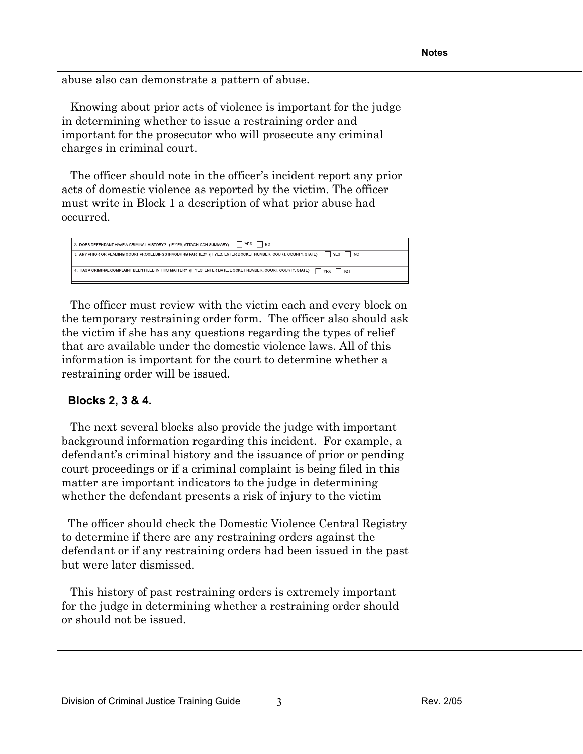abuse also can demonstrate a pattern of abuse.

Knowing about prior acts of violence is important for the judge in determining whether to issue a restraining order and important for the prosecutor who will prosecute any criminal charges in criminal court.

The officer should note in the officer's incident report any prior acts of domestic violence as reported by the victim. The officer must write in Block 1 a description of what prior abuse had occurred.

| |
|---|
| 2. DOES DEFENDANT HAVE A CRIMINAL HISTORY? (IF YES, ATTACH CCH SUMMARY) ☐ YES ☐ NO |
| 3. ANY PRIOR OR PENDING COURT PROCEEDINGS INVOLVING PARTIES? (IF YES, ENTER DOCKET NUMBER, COURT, COUNTY, STATE) ☐ YES ☐ NO |
| 4. HAS A CRIMINAL COMPLAINT BEEN FILED IN THIS MATTER? (IF YES, ENTER DATE, DOCKET NUMBER, COURT, COUNTY, STATE) ☐ YES ☐ NO |

The officer must review with the victim each and every block on the temporary restraining order form. The officer also should ask the victim if she has any questions regarding the types of relief that are available under the domestic violence laws. All of this information is important for the court to determine whether a restraining order will be issued.

**Blocks 2, 3 & 4.**

The next several blocks also provide the judge with important background information regarding this incident. For example, a defendant's criminal history and the issuance of prior or pending court proceedings or if a criminal complaint is being filed in this matter are important indicators to the judge in determining whether the defendant presents a risk of injury to the victim

The officer should check the Domestic Violence Central Registry to determine if there are any restraining orders against the defendant or if any restraining orders had been issued in the past but were later dismissed.

This history of past restraining orders is extremely important for the judge in determining whether a restraining order should or should not be issued.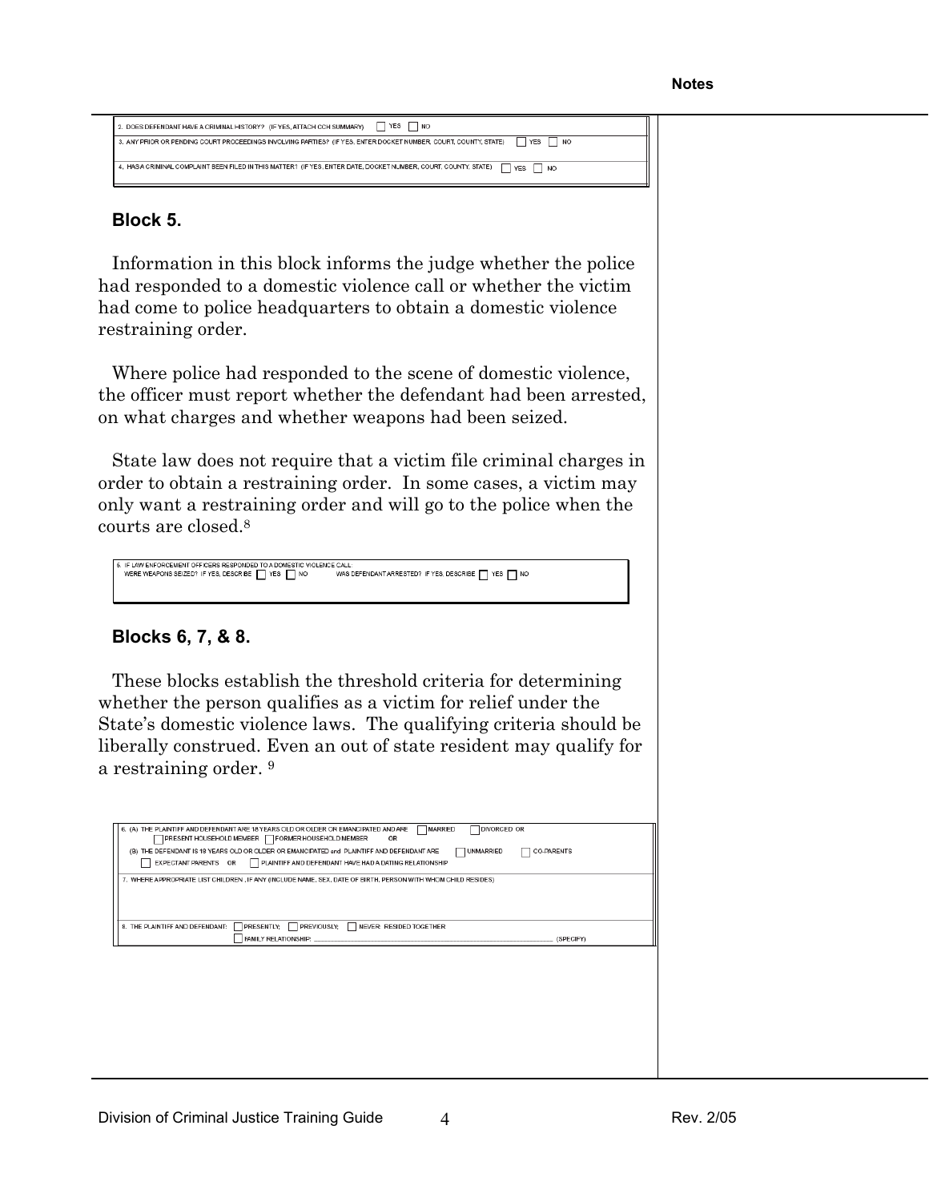**Notes**

| 2. DOES DEFENDANT HAVE A CRIMINAL HISTORY? (IF YES, ATTACH CCH SUMMARY) ☐ YES ☐ NO |
|---|
| 3. ANY PRIOR OR PENDING COURT PROCEEDINGS INVOLVING PARTIES? (IF YES, ENTER DOCKET NUMBER, COURT, COUNTY, STATE) ☐ YES ☐ NO |
| 4. HAS A CRIMINAL COMPLAINT BEEN FILED IN THIS MATTER? (IF YES, ENTER DATE, DOCKET NUMBER, COURT, COUNTY, STATE) ☐ YES ☐ NO |

### Block 5.

Information in this block informs the judge whether the police had responded to a domestic violence call or whether the victim had come to police headquarters to obtain a domestic violence restraining order.

Where police had responded to the scene of domestic violence, the officer must report whether the defendant had been arrested, on what charges and whether weapons had been seized.

State law does not require that a victim file criminal charges in order to obtain a restraining order. In some cases, a victim may only want a restraining order and will go to the police when the courts are closed.[8]

| 5. IF LAW ENFORCEMENT OFFICERS RESPONDED TO A DOMESTIC VIOLENCE CALL: WERE WEAPONS SEIZED? IF YES, DESCRIBE ☐ YES ☐ NO WAS DEFENDANT ARRESTED? IF YES, DESCRIBE ☐ YES ☐ NO |
|---|

### Blocks 6, 7, & 8.

These blocks establish the threshold criteria for determining whether the person qualifies as a victim for relief under the State's domestic violence laws. The qualifying criteria should be liberally construed. Even an out of state resident may qualify for a restraining order. [9]

| 6. (A) THE PLAINTIFF AND DEFENDANT ARE 18 YEARS OLD OR OLDER OR EMANCIPATED AND ARE ☐ MARRIED ☐ DIVORCED OR ☐ PRESENT HOUSEHOLD MEMBER ☐ FORMER HOUSEHOLD MEMBER OR<br>(B) THE DEFENDANT IS 18 YEARS OLD OR OLDER OR EMANCIPATED and PLAINTIFF AND DEFENDANT ARE ☐ UNMARRIED ☐ CO-PARENTS ☐ EXPECTANT PARENTS OR ☐ PLAINTIFF AND DEFENDANT HAVE HAD A DATING RELATIONSHIP |
|---|
| 7. WHERE APPROPRIATE LIST CHILDREN, IF ANY (INCLUDE NAME, SEX, DATE OF BIRTH, PERSON WITH WHOM CHILD RESIDES) |
| 8. THE PLAINTIFF AND DEFENDANT: ☐ PRESENTLY; ☐ PREVIOUSLY; ☐ NEVER; RESIDED TOGETHER ☐ FAMILY RELATIONSHIP: ______________ (SPECIFY) |

Division of Criminal Justice Training Guide Rev. 2/05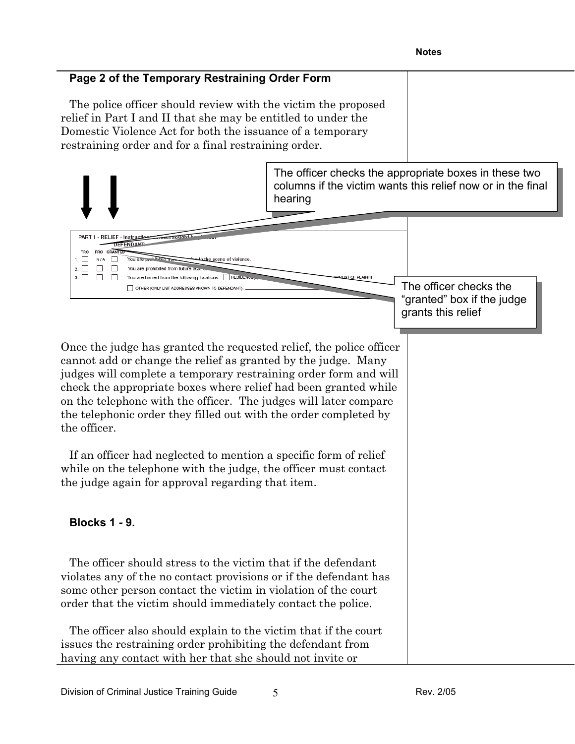## Page 2 of the Temporary Restraining Order Form

The police officer should review with the victim the proposed relief in Part I and II that she may be entitled to under the Domestic Violence Act for both the issuance of a temporary restraining order and for a final restraining order.

The officer checks the appropriate boxes in these two columns if the victim wants this relief now or in the final hearing

PART 1 - RELIEF - Instructions: Relief sought by plaintiff DEFENDANT:

| TRO | FRO | GRANTED | |
|---|---|---|---|
| 1. ☐ | N/A | ☐ | You are prohibited from returning to the scene of violence. |
| 2. ☐ | ☐ | ☐ | You are prohibited from future acts of ... |
| 3. ☐ | ☐ | ☐ | You are barred from the following locations: ☐ RESIDENCE(S) ... EMPLOYMENT OF PLAINTIFF |
| | | | ☐ OTHER (ONLY LIST ADDRESSES KNOWN TO DEFENDANT): |

The officer checks the "granted" box if the judge grants this relief

Once the judge has granted the requested relief, the police officer cannot add or change the relief as granted by the judge. Many judges will complete a temporary restraining order form and will check the appropriate boxes where relief had been granted while on the telephone with the officer. The judges will later compare the telephonic order they filled out with the order completed by the officer.

If an officer had neglected to mention a specific form of relief while on the telephone with the judge, the officer must contact the judge again for approval regarding that item.

### Blocks 1 - 9.

The officer should stress to the victim that if the defendant violates any of the no contact provisions or if the defendant has some other person contact the victim in violation of the court order that the victim should immediately contact the police.

The officer also should explain to the victim that if the court issues the restraining order prohibiting the defendant from having any contact with her that she should not invite or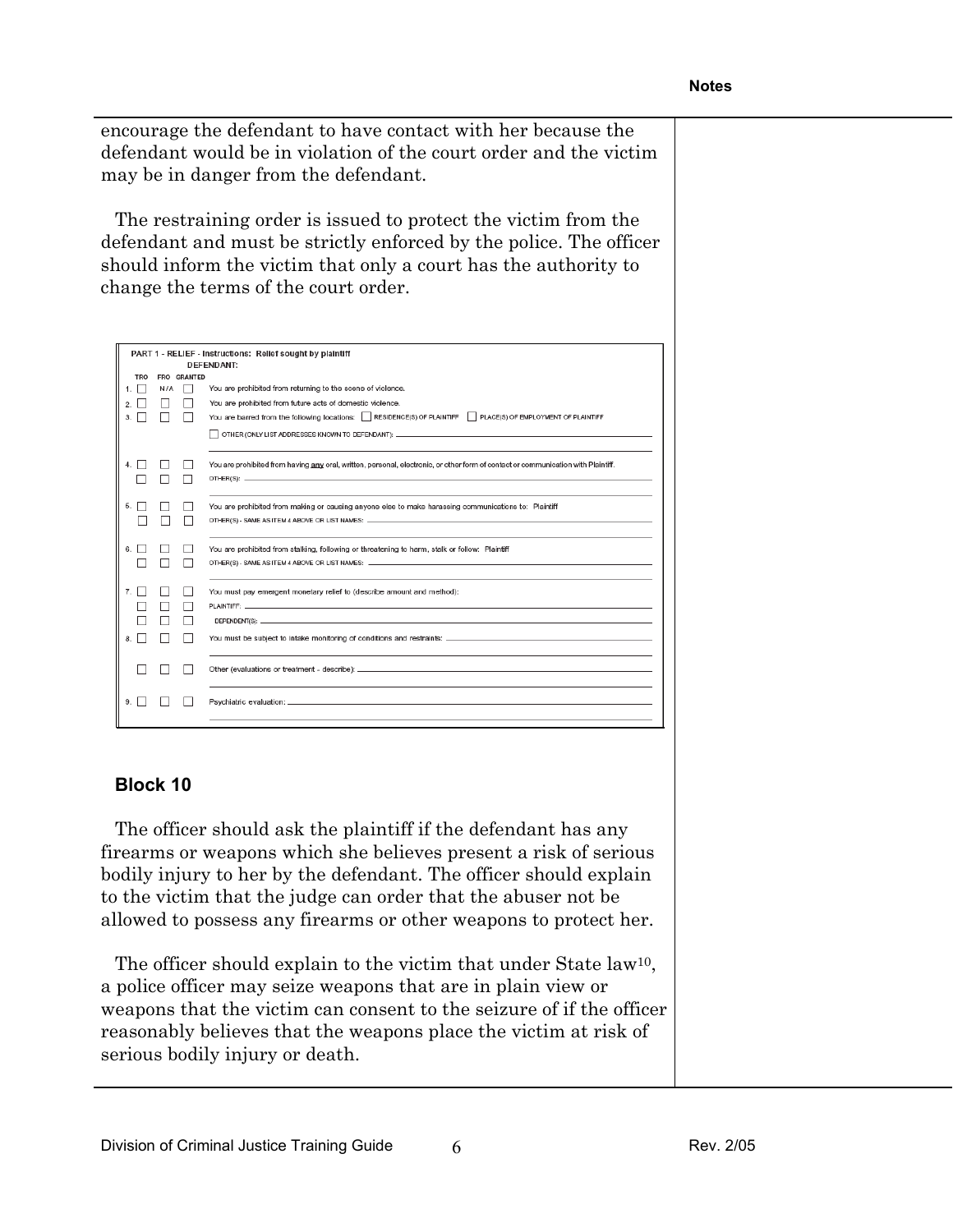encourage the defendant to have contact with her because the defendant would be in violation of the court order and the victim may be in danger from the defendant.

The restraining order is issued to protect the victim from the defendant and must be strictly enforced by the police. The officer should inform the victim that only a court has the authority to change the terms of the court order.

**PART 1 - RELIEF - Instructions: Relief sought by plaintiff**

**DEFENDANT:**

| | TRO | FRO | GRANTED | |
|---|---|---|---|---|
| 1. | ☐ | N/A | ☐ | You are prohibited from returning to the scene of violence. |
| 2. | ☐ | ☐ | ☐ | You are prohibited from future acts of domestic violence. |
| 3. | ☐ | ☐ | ☐ | You are barred from the following locations: ☐ RESIDENCE(S) OF PLAINTIFF ☐ PLACE(S) OF EMPLOYMENT OF PLAINTIFF ☐ OTHER (ONLY LIST ADDRESSES KNOWN TO DEFENDANT): |
| 4. | ☐ | ☐ | ☐ | You are prohibited from having any oral, written, personal, electronic, or other form of contact or communication with Plaintiff. |
| | ☐ | ☐ | ☐ | OTHER(S): |
| 5. | ☐ | ☐ | ☐ | You are prohibited from making or causing anyone else to make harassing communications to: Plaintiff |
| | ☐ | ☐ | ☐ | OTHER(S) - SAME AS ITEM 4 ABOVE OR LIST NAMES: |
| 6. | ☐ | ☐ | ☐ | You are prohibited from stalking, following or threatening to harm, stalk or follow: Plaintiff |
| | ☐ | ☐ | ☐ | OTHER(S) - SAME AS ITEM 4 ABOVE OR LIST NAMES: |
| 7. | ☐ | ☐ | ☐ | You must pay emergent monetary relief to (describe amount and method): |
| | ☐ | ☐ | ☐ | PLAINTIFF: |
| | ☐ | ☐ | ☐ | DEPENDENT(S): |
| 8. | ☐ | ☐ | ☐ | You must be subject to intake monitoring of conditions and restraints: |
| | ☐ | ☐ | ☐ | Other (evaluations or treatment - describe): |
| 9. | ☐ | ☐ | ☐ | Psychiatric evaluation: |

### Block 10

The officer should ask the plaintiff if the defendant has any firearms or weapons which she believes present a risk of serious bodily injury to her by the defendant. The officer should explain to the victim that the judge can order that the abuser not be allowed to possess any firearms or other weapons to protect her.

The officer should explain to the victim that under State law[10], a police officer may seize weapons that are in plain view or weapons that the victim can consent to the seizure of if the officer reasonably believes that the weapons place the victim at risk of serious bodily injury or death.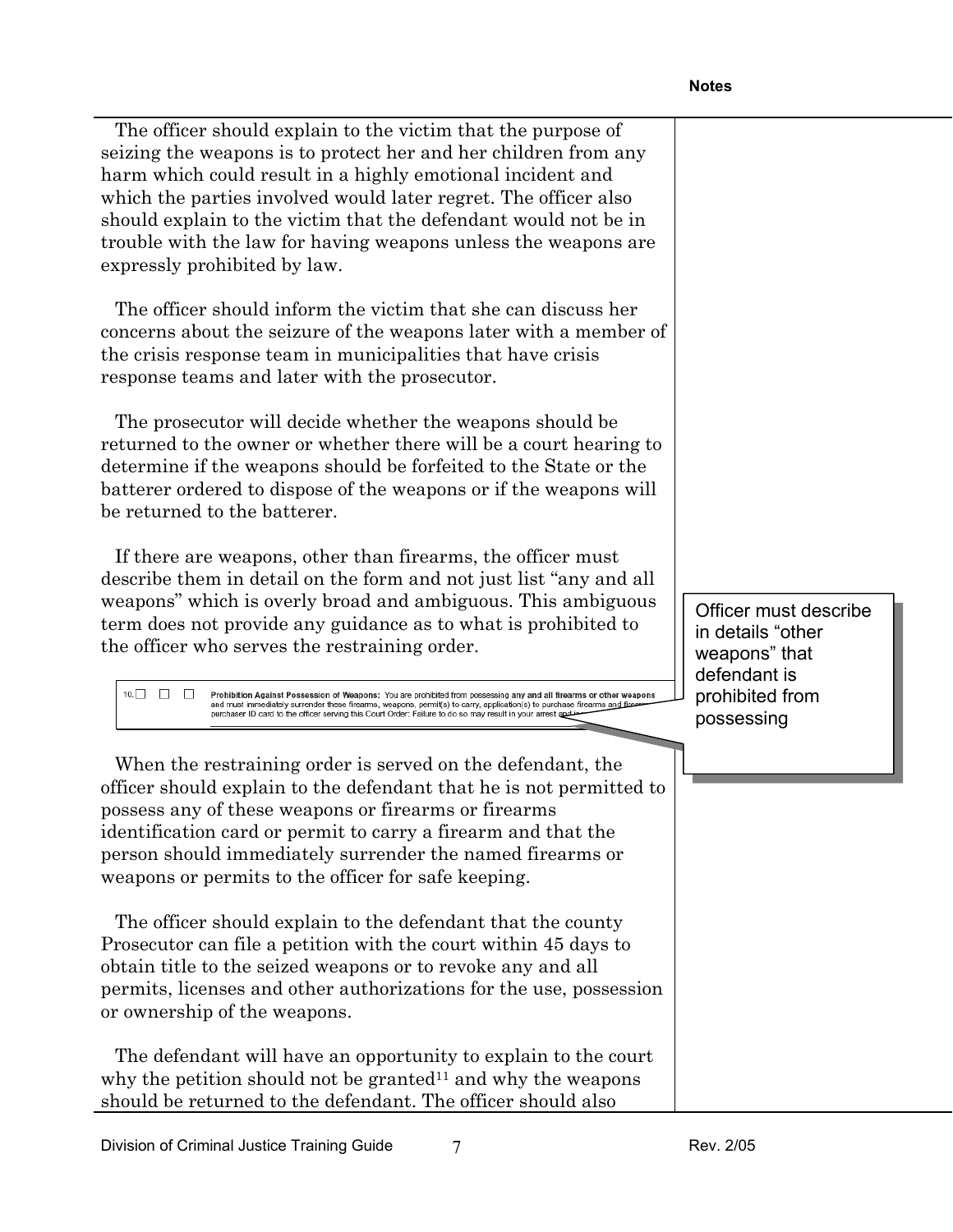The officer should explain to the victim that the purpose of seizing the weapons is to protect her and her children from any harm which could result in a highly emotional incident and which the parties involved would later regret. The officer also should explain to the victim that the defendant would not be in trouble with the law for having weapons unless the weapons are expressly prohibited by law.

The officer should inform the victim that she can discuss her concerns about the seizure of the weapons later with a member of the crisis response team in municipalities that have crisis response teams and later with the prosecutor.

The prosecutor will decide whether the weapons should be returned to the owner or whether there will be a court hearing to determine if the weapons should be forfeited to the State or the batterer ordered to dispose of the weapons or if the weapons will be returned to the batterer.

If there are weapons, other than firearms, the officer must describe them in detail on the form and not just list "any and all weapons" which is overly broad and ambiguous. This ambiguous term does not provide any guidance as to what is prohibited to the officer who serves the restraining order.

10. ☐ ☐ ☐ **Prohibition Against Possession of Weapons:** You are prohibited from possessing any and all firearms or other weapons and must immediately surrender these firearms, weapons, permit(s) to carry, application(s) to purchase firearms and firearms purchaser ID card to the officer serving this Court Order: Failure to do so may result in your arrest and ...

> Officer must describe in details "other weapons" that defendant is prohibited from possessing

When the restraining order is served on the defendant, the officer should explain to the defendant that he is not permitted to possess any of these weapons or firearms or firearms identification card or permit to carry a firearm and that the person should immediately surrender the named firearms or weapons or permits to the officer for safe keeping.

The officer should explain to the defendant that the county Prosecutor can file a petition with the court within 45 days to obtain title to the seized weapons or to revoke any and all permits, licenses and other authorizations for the use, possession or ownership of the weapons.

The defendant will have an opportunity to explain to the court why the petition should not be granted[11] and why the weapons should be returned to the defendant. The officer should also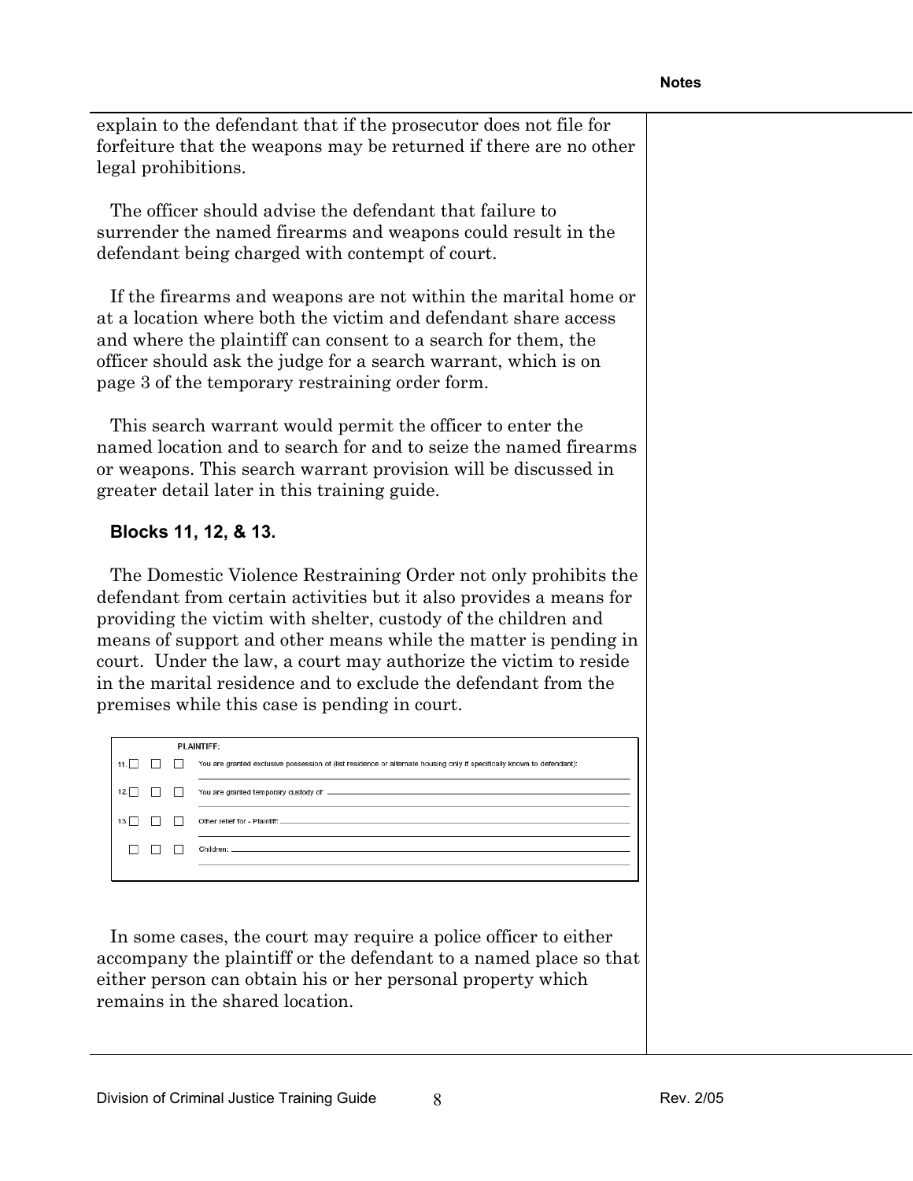explain to the defendant that if the prosecutor does not file for forfeiture that the weapons may be returned if there are no other legal prohibitions.

The officer should advise the defendant that failure to surrender the named firearms and weapons could result in the defendant being charged with contempt of court.

If the firearms and weapons are not within the marital home or at a location where both the victim and defendant share access and where the plaintiff can consent to a search for them, the officer should ask the judge for a search warrant, which is on page 3 of the temporary restraining order form.

This search warrant would permit the officer to enter the named location and to search for and to seize the named firearms or weapons. This search warrant provision will be discussed in greater detail later in this training guide.

**Blocks 11, 12, & 13.**

The Domestic Violence Restraining Order not only prohibits the defendant from certain activities but it also provides a means for providing the victim with shelter, custody of the children and means of support and other means while the matter is pending in court. Under the law, a court may authorize the victim to reside in the marital residence and to exclude the defendant from the premises while this case is pending in court.

**PLAINTIFF:**

11. ☐ ☐ ☐ You are granted exclusive possession of (list residence or alternate housing only if specifically known to defendant): ______

12. ☐ ☐ ☐ You are granted temporary custody of: ______

13. ☐ ☐ ☐ Other relief for - Plaintiff: ______

☐ ☐ ☐ Children: ______

In some cases, the court may require a police officer to either accompany the plaintiff or the defendant to a named place so that either person can obtain his or her personal property which remains in the shared location.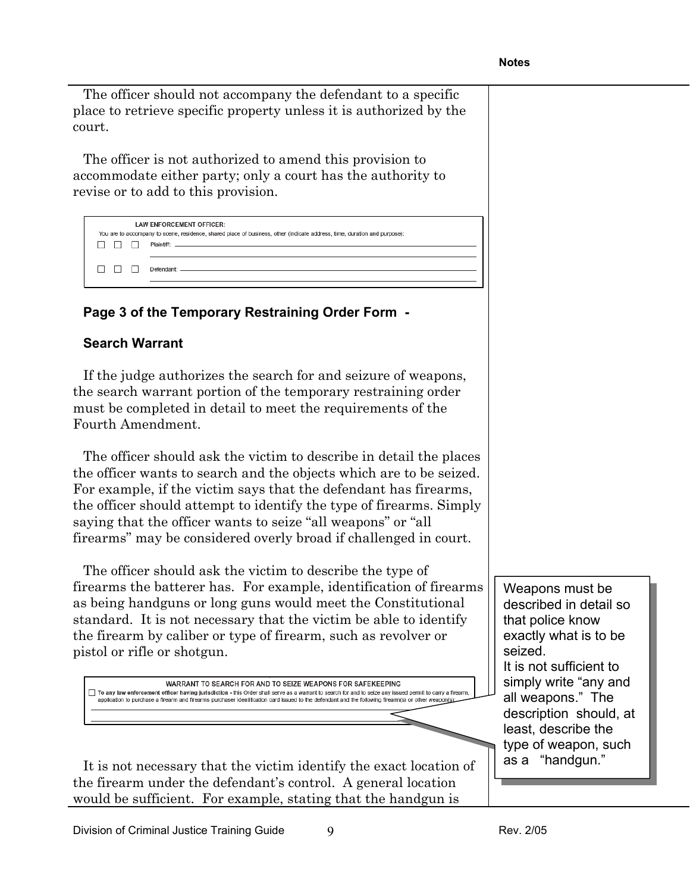**Notes**

The officer should not accompany the defendant to a specific place to retrieve specific property unless it is authorized by the court.

The officer is not authorized to amend this provision to accommodate either party; only a court has the authority to revise or to add to this provision.

> **LAW ENFORCEMENT OFFICER:**
> You are to accompany to scene, residence, shared place of business, other (indicate address, time, duration and purpose):
> ☐ ☐ ☐ Plaintiff: ____________________
> ☐ ☐ ☐ Defendant: ____________________

### Page 3 of the Temporary Restraining Order Form -

### Search Warrant

If the judge authorizes the search for and seizure of weapons, the search warrant portion of the temporary restraining order must be completed in detail to meet the requirements of the Fourth Amendment.

The officer should ask the victim to describe in detail the places the officer wants to search and the objects which are to be seized. For example, if the victim says that the defendant has firearms, the officer should attempt to identify the type of firearms. Simply saying that the officer wants to seize "all weapons" or "all firearms" may be considered overly broad if challenged in court.

The officer should ask the victim to describe the type of firearms the batterer has. For example, identification of firearms as being handguns or long guns would meet the Constitutional standard. It is not necessary that the victim be able to identify the firearm by caliber or type of firearm, such as revolver or pistol or rifle or shotgun.

> **WARRANT TO SEARCH FOR AND TO SEIZE WEAPONS FOR SAFEKEEPING**
> ☐ **To any law enforcement officer having jurisdiction -** this Order shall serve as a warrant to search for and to seize any issued permit to carry a firearm, application to purchase a firearm and firearms purchaser identification card issued to the defendant and the following firearm(s) or other weapon(s):
> ____________________

> Weapons must be described in detail so that police know exactly what is to be seized.
> It is not sufficient to simply write "any and all weapons." The description should, at least, describe the type of weapon, such as a "handgun."

It is not necessary that the victim identify the exact location of the firearm under the defendant's control. A general location would be sufficient. For example, stating that the handgun is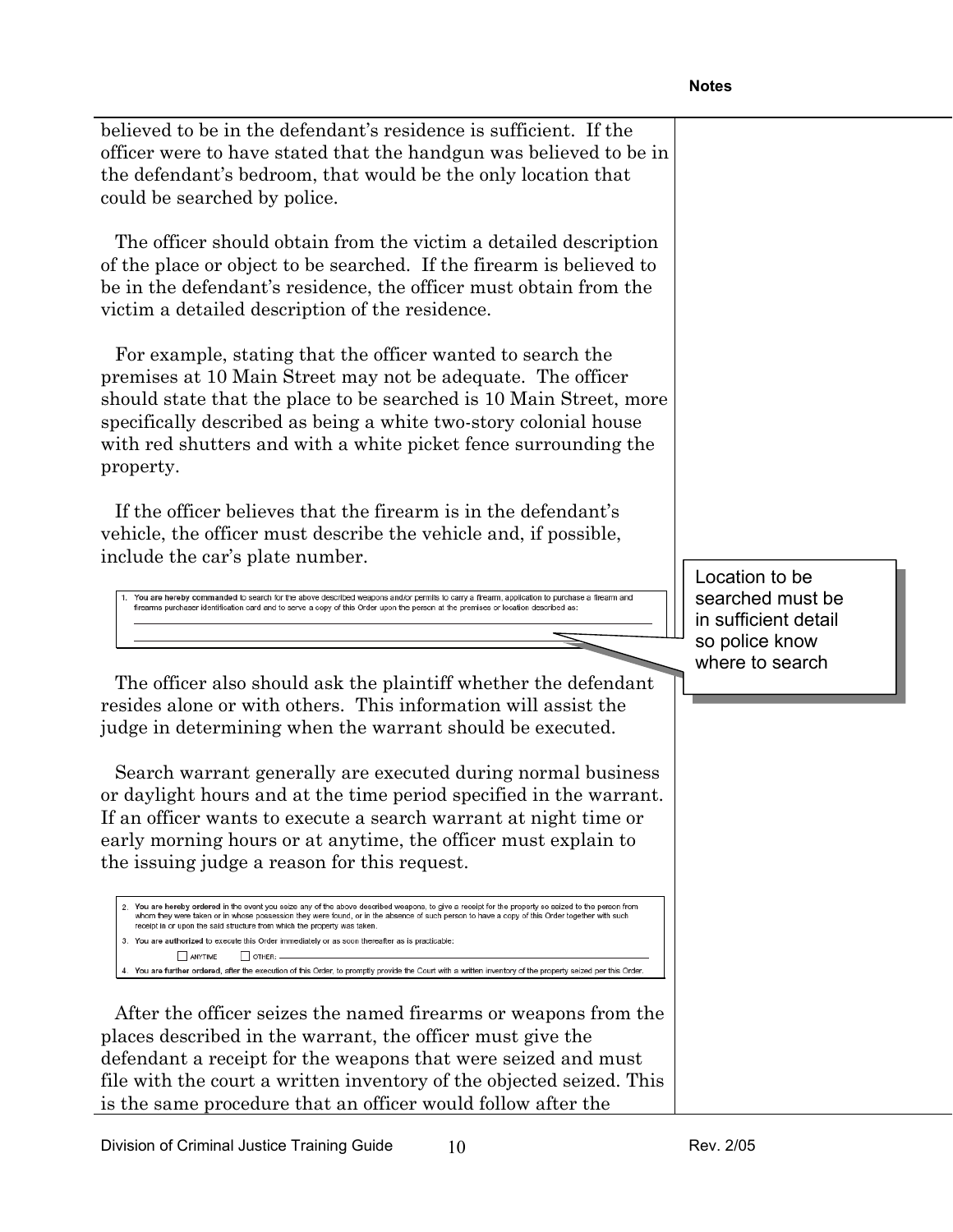believed to be in the defendant's residence is sufficient. If the officer were to have stated that the handgun was believed to be in the defendant's bedroom, that would be the only location that could be searched by police.

The officer should obtain from the victim a detailed description of the place or object to be searched. If the firearm is believed to be in the defendant's residence, the officer must obtain from the victim a detailed description of the residence.

For example, stating that the officer wanted to search the premises at 10 Main Street may not be adequate. The officer should state that the place to be searched is 10 Main Street, more specifically described as being a white two-story colonial house with red shutters and with a white picket fence surrounding the property.

If the officer believes that the firearm is in the defendant's vehicle, the officer must describe the vehicle and, if possible, include the car's plate number.

> 1. **You are hereby commanded** to search for the above described weapons and/or permits to carry a firearm, application to purchase a firearm and firearms purchaser identification card and to serve a copy of this Order upon the person at the premises or location described as:
>
> ______________________________________________
>
> ______________________________________________

*Location to be searched must be in sufficient detail so police know where to search*

The officer also should ask the plaintiff whether the defendant resides alone or with others. This information will assist the judge in determining when the warrant should be executed.

Search warrant generally are executed during normal business or daylight hours and at the time period specified in the warrant. If an officer wants to execute a search warrant at night time or early morning hours or at anytime, the officer must explain to the issuing judge a reason for this request.

> 2. **You are hereby ordered** in the event you seize any of the above described weapons, to give a receipt for the property so seized to the person from whom they were taken or in whose possession they were found, or in the absence of such person to have a copy of this Order together with such receipt in or upon the said structure from which the property was taken.
> 3. **You are authorized** to execute this Order immediately or as soon thereafter as is practicable:
>
>    ☐ ANYTIME ☐ OTHER: ______________________
> 4. **You are further ordered**, after the execution of this Order, to promptly provide the Court with a written inventory of the property seized per this Order.

After the officer seizes the named firearms or weapons from the places described in the warrant, the officer must give the defendant a receipt for the weapons that were seized and must file with the court a written inventory of the objected seized. This is the same procedure that an officer would follow after the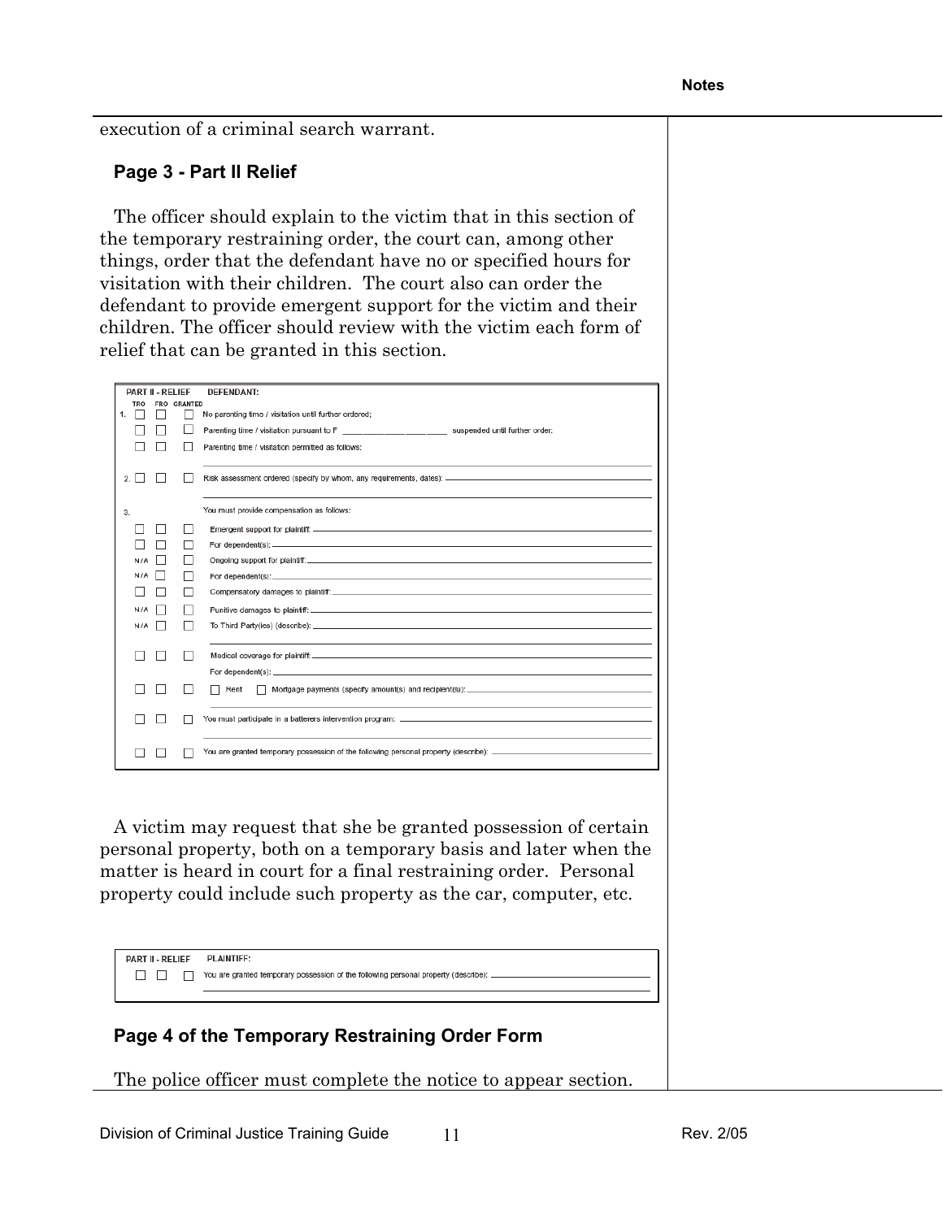execution of a criminal search warrant.

## Page 3 - Part II Relief

The officer should explain to the victim that in this section of the temporary restraining order, the court can, among other things, order that the defendant have no or specified hours for visitation with their children. The court also can order the defendant to provide emergent support for the victim and their children. The officer should review with the victim each form of relief that can be granted in this section.

**PART II - RELIEF** **DEFENDANT:**

| TRO | FRO | GRANTED | |
|---|---|---|---|
| 1. ☐ | ☐ | ☐ | No parenting time / visitation until further ordered; |
| ☐ | ☐ | ☐ | Parenting time / visitation pursuant to F ______________ suspended until further order; |
| ☐ | ☐ | ☐ | Parenting time / visitation permitted as follows: |
| 2. ☐ | ☐ | ☐ | Risk assessment ordered (specify by whom, any requirements, dates): |
| 3. | | | You must provide compensation as follows: |
| ☐ | ☐ | ☐ | Emergent support for plaintiff: |
| ☐ | ☐ | ☐ | For dependent(s): |
| N/A | ☐ | ☐ | Ongoing support for plaintiff: |
| N/A | ☐ | ☐ | For dependent(s): |
| ☐ | ☐ | ☐ | Compensatory damages to plaintiff: |
| N/A | ☐ | ☐ | Punitive damages to plaintiff: |
| N/A | ☐ | ☐ | To Third Party(ies) (describe): |
| ☐ | ☐ | ☐ | Medical coverage for plaintiff: For dependent(s): |
| ☐ | ☐ | ☐ | ☐ Rent ☐ Mortgage payments (specify amount(s) and recipient(s)): |
| ☐ | ☐ | ☐ | You must participate in a batterers intervention program: |
| ☐ | ☐ | ☐ | You are granted temporary possession of the following personal property (describe): |

A victim may request that she be granted possession of certain personal property, both on a temporary basis and later when the matter is heard in court for a final restraining order. Personal property could include such property as the car, computer, etc.

**PART II - RELIEF** **PLAINTIFF:**

| | | | |
|---|---|---|---|
| ☐ | ☐ | ☐ | You are granted temporary possession of the following personal property (describe): |

## Page 4 of the Temporary Restraining Order Form

The police officer must complete the notice to appear section.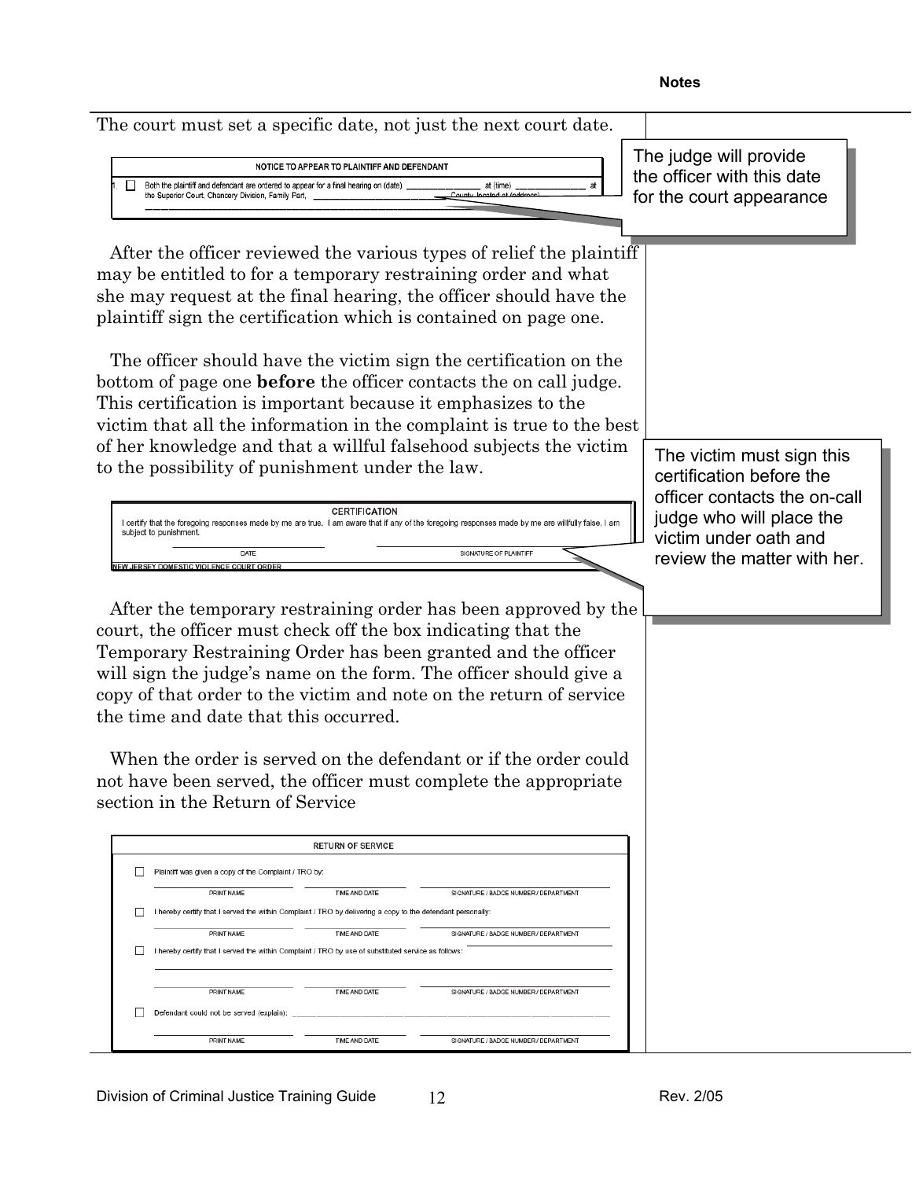**Notes**

The court must set a specific date, not just the next court date.

| NOTICE TO APPEAR TO PLAINTIFF AND DEFENDANT |
|---|
| 1. ☐ Both the plaintiff and defendant are ordered to appear for a final hearing on (date) ________ at (time) ________ at the Superior Court, Chancery Division, Family Part, ____________ County, located at (address) ____________ |

> The judge will provide the officer with this date for the court appearance

After the officer reviewed the various types of relief the plaintiff may be entitled to for a temporary restraining order and what she may request at the final hearing, the officer should have the plaintiff sign the certification which is contained on page one.

The officer should have the victim sign the certification on the bottom of page one **before** the officer contacts the on call judge. This certification is important because it emphasizes to the victim that all the information in the complaint is true to the best of her knowledge and that a willful falsehood subjects the victim to the possibility of punishment under the law.

> The victim must sign this certification before the officer contacts the on-call judge who will place the victim under oath and review the matter with her.

| CERTIFICATION | |
|---|---|
| I certify that the foregoing responses made by me are true. I am aware that if any of the foregoing responses made by me are willfully false, I am subject to punishment. | |
| DATE | SIGNATURE OF PLAINTIFF |

NEW JERSEY DOMESTIC VIOLENCE COURT ORDER

After the temporary restraining order has been approved by the court, the officer must check off the box indicating that the Temporary Restraining Order has been granted and the officer will sign the judge's name on the form. The officer should give a copy of that order to the victim and note on the return of service the time and date that this occurred.

When the order is served on the defendant or if the order could not have been served, the officer must complete the appropriate section in the Return of Service

| RETURN OF SERVICE | | |
|---|---|---|
| ☐ Plaintiff was given a copy of the Complaint / TRO by: | | |
| PRINT NAME | TIME AND DATE | SIGNATURE / BADGE NUMBER / DEPARTMENT |
| ☐ I hereby certify that I served the within Complaint / TRO by delivering a copy to the defendant personally: | | |
| PRINT NAME | TIME AND DATE | SIGNATURE / BADGE NUMBER / DEPARTMENT |
| ☐ I hereby certify that I served the within Complaint / TRO by use of substituted service as follows: | | |
| PRINT NAME | TIME AND DATE | SIGNATURE / BADGE NUMBER / DEPARTMENT |
| ☐ Defendant could not be served (explain): | | |
| PRINT NAME | TIME AND DATE | SIGNATURE / BADGE NUMBER / DEPARTMENT |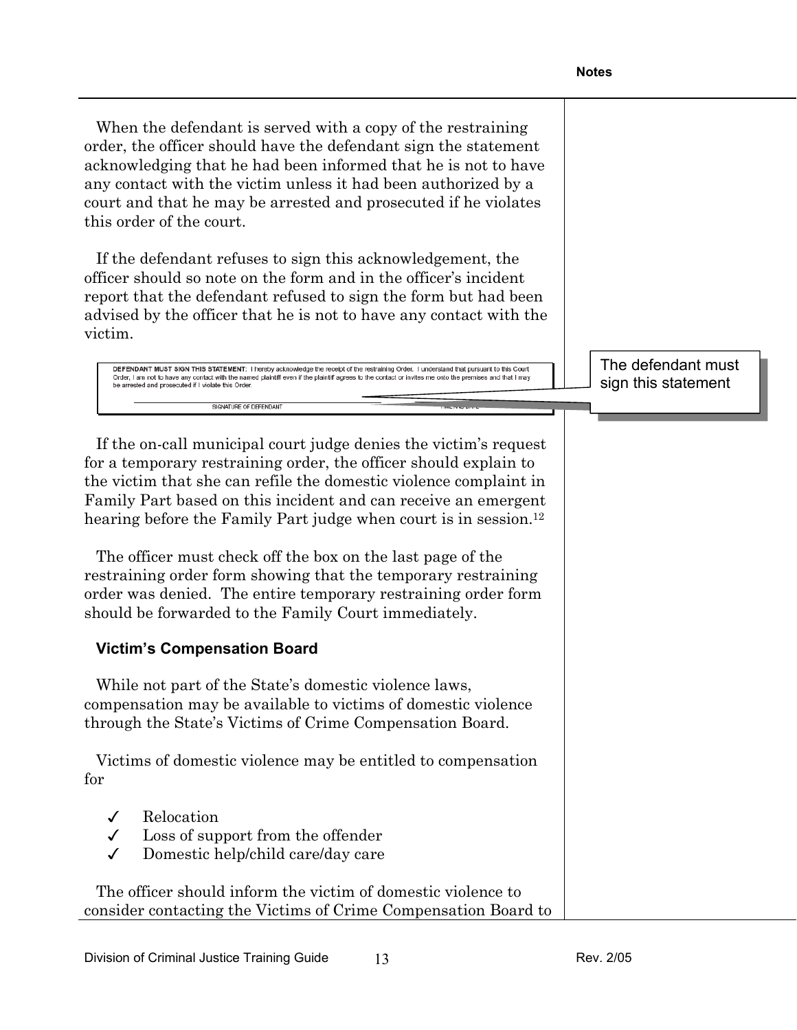When the defendant is served with a copy of the restraining order, the officer should have the defendant sign the statement acknowledging that he had been informed that he is not to have any contact with the victim unless it had been authorized by a court and that he may be arrested and prosecuted if he violates this order of the court.

If the defendant refuses to sign this acknowledgement, the officer should so note on the form and in the officer's incident report that the defendant refused to sign the form but had been advised by the officer that he is not to have any contact with the victim.

**DEFENDANT MUST SIGN THIS STATEMENT**: I hereby acknowledge the receipt of the restraining Order. I understand that pursuant to this Court Order, I am not to have any contact with the named plaintiff even if the plaintiff agrees to the contact or invites me onto the premises and that I may be arrested and prosecuted if I violate this Order.

SIGNATURE OF DEFENDANT — TIME AND DATE

The defendant must sign this statement

If the on-call municipal court judge denies the victim's request for a temporary restraining order, the officer should explain to the victim that she can refile the domestic violence complaint in Family Part based on this incident and can receive an emergent hearing before the Family Part judge when court is in session.[12]

The officer must check off the box on the last page of the restraining order form showing that the temporary restraining order was denied. The entire temporary restraining order form should be forwarded to the Family Court immediately.

### Victim's Compensation Board

While not part of the State's domestic violence laws, compensation may be available to victims of domestic violence through the State's Victims of Crime Compensation Board.

Victims of domestic violence may be entitled to compensation for

- ✓ Relocation
- ✓ Loss of support from the offender
- ✓ Domestic help/child care/day care

The officer should inform the victim of domestic violence to consider contacting the Victims of Crime Compensation Board to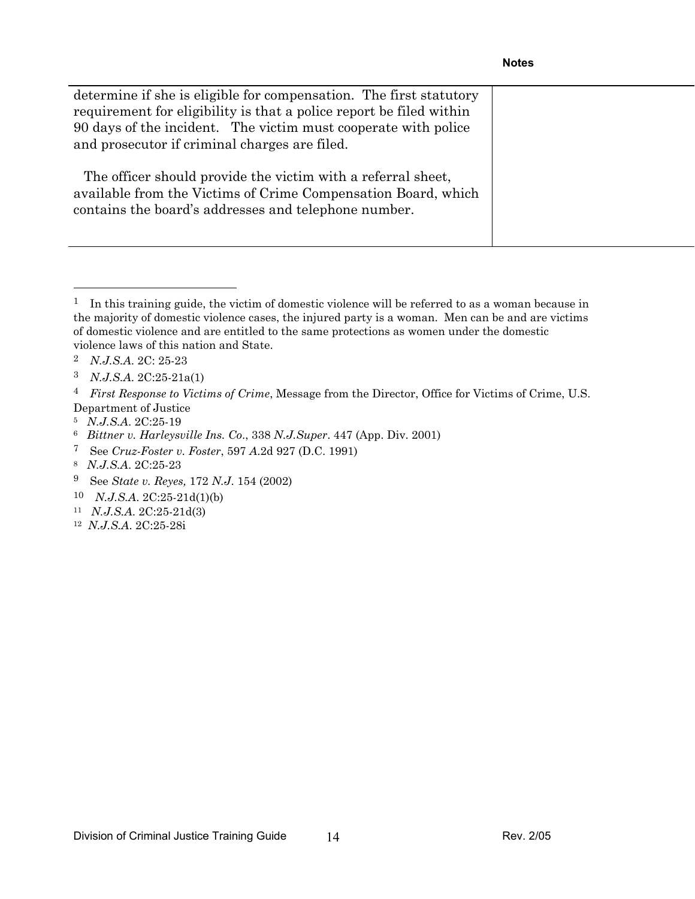| | Notes |
|---|---|
| determine if she is eligible for compensation. The first statutory requirement for eligibility is that a police report be filed within 90 days of the incident. The victim must cooperate with police and prosecutor if criminal charges are filed.<br><br>The officer should provide the victim with a referral sheet, available from the Victims of Crime Compensation Board, which contains the board's addresses and telephone number. | |

---

[1] In this training guide, the victim of domestic violence will be referred to as a woman because in the majority of domestic violence cases, the injured party is a woman. Men can be and are victims of domestic violence and are entitled to the same protections as women under the domestic violence laws of this nation and State.

[2] *N.J.S.A.* 2C: 25-23

[3] *N.J.S.A.* 2C:25-21a(1)

[4] *First Response to Victims of Crime*, Message from the Director, Office for Victims of Crime, U.S. Department of Justice

[5] *N.J.S.A.* 2C:25-19

[6] *Bittner v. Harleysville Ins. Co*., 338 *N.J.Super*. 447 (App. Div. 2001)

[7] See *Cruz-Foster v. Foster*, 597 *A*.2d 927 (D.C. 1991)

[8] *N.J.S.A.* 2C:25-23

[9] See *State v. Reyes,* 172 *N.J*. 154 (2002)

[10] *N.J.S.A.* 2C:25-21d(1)(b)

[11] *N.J.S.A.* 2C:25-21d(3)

[12] *N.J.S.A.* 2C:25-28i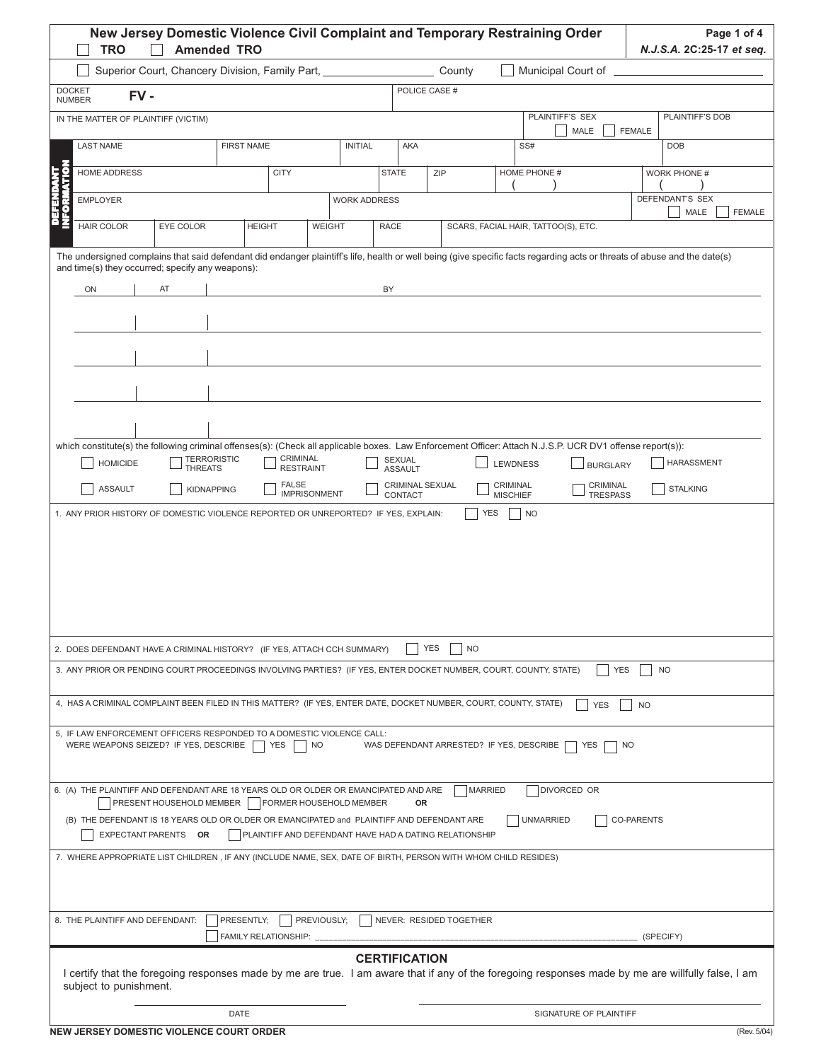# New Jersey Domestic Violence Civil Complaint and Temporary Restraining Order

☐ TRO ☐ Amended TRO

*N.J.S.A. 2C:25-17 et seq.*

☐ Superior Court, Chancery Division, Family Part, ____________ County ☐ Municipal Court of ____________

| DOCKET NUMBER **FV -** | POLICE CASE # |
|---|---|

| IN THE MATTER OF PLAINTIFF (VICTIM) | PLAINTIFF'S SEX ☐ MALE ☐ FEMALE | PLAINTIFF'S DOB |
|---|---|---|

**DEFENDANT INFORMATION**

| LAST NAME | FIRST NAME | INITIAL | AKA | SS# | DOB |
|---|---|---|---|---|---|
| | | | | | |

| HOME ADDRESS | CITY | STATE | ZIP | HOME PHONE # ( ) | WORK PHONE # ( ) |
|---|---|---|---|---|---|
| | | | | | |

| EMPLOYER | WORK ADDRESS | DEFENDANT'S SEX ☐ MALE ☐ FEMALE |
|---|---|---|
| | | |

| HAIR COLOR | EYE COLOR | HEIGHT | WEIGHT | RACE | SCARS, FACIAL HAIR, TATTOO(S), ETC. |
|---|---|---|---|---|---|
| | | | | | |

The undersigned complains that said defendant did endanger plaintiff's life, health or well being (give specific facts regarding acts or threats of abuse and the date(s) and time(s) they occurred; specify any weapons):

| ON | AT | BY |
|---|---|---|
| | | |
| | | |
| | | |
| | | |

which constitute(s) the following criminal offenses(s): (Check all applicable boxes. Law Enforcement Officer: Attach N.J.S.P. UCR DV1 offense report(s)):

☐ HOMICIDE ☐ TERRORISTIC THREATS ☐ CRIMINAL RESTRAINT ☐ SEXUAL ASSAULT ☐ LEWDNESS ☐ BURGLARY ☐ HARASSMENT

☐ ASSAULT ☐ KIDNAPPING ☐ FALSE IMPRISONMENT ☐ CRIMINAL SEXUAL CONTACT ☐ CRIMINAL MISCHIEF ☐ CRIMINAL TRESPASS ☐ STALKING

1. ANY PRIOR HISTORY OF DOMESTIC VIOLENCE REPORTED OR UNREPORTED? IF YES, EXPLAIN: ☐ YES ☐ NO

2. DOES DEFENDANT HAVE A CRIMINAL HISTORY? (IF YES, ATTACH CCH SUMMARY) ☐ YES ☐ NO

3. ANY PRIOR OR PENDING COURT PROCEEDINGS INVOLVING PARTIES? (IF YES, ENTER DOCKET NUMBER, COURT, COUNTY, STATE) ☐ YES ☐ NO

4, HAS A CRIMINAL COMPLAINT BEEN FILED IN THIS MATTER? (IF YES, ENTER DATE, DOCKET NUMBER, COURT, COUNTY, STATE) ☐ YES ☐ NO

5, IF LAW ENFORCEMENT OFFICERS RESPONDED TO A DOMESTIC VIOLENCE CALL:
WERE WEAPONS SEIZED? IF YES, DESCRIBE ☐ YES ☐ NO WAS DEFENDANT ARRESTED? IF YES, DESCRIBE ☐ YES ☐ NO

6. (A) THE PLAINTIFF AND DEFENDANT ARE 18 YEARS OLD OR OLDER OR EMANCIPATED AND ARE ☐ MARRIED ☐ DIVORCED OR ☐ PRESENT HOUSEHOLD MEMBER ☐ FORMER HOUSEHOLD MEMBER **OR**

(B) THE DEFENDANT IS 18 YEARS OLD OR OLDER OR EMANCIPATED and PLAINTIFF AND DEFENDANT ARE ☐ UNMARRIED ☐ CO-PARENTS ☐ EXPECTANT PARENTS **OR** ☐ PLAINTIFF AND DEFENDANT HAVE HAD A DATING RELATIONSHIP

7. WHERE APPROPRIATE LIST CHILDREN , IF ANY (INCLUDE NAME, SEX, DATE OF BIRTH, PERSON WITH WHOM CHILD RESIDES)

8. THE PLAINTIFF AND DEFENDANT: ☐ PRESENTLY; ☐ PREVIOUSLY; ☐ NEVER: RESIDED TOGETHER
☐ FAMILY RELATIONSHIP: ____________________ (SPECIFY)

## CERTIFICATION

I certify that the foregoing responses made by me are true. I am aware that if any of the foregoing responses made by me are willfully false, I am subject to punishment.

____________________ DATE

____________________ SIGNATURE OF PLAINTIFF

NEW JERSEY DOMESTIC VIOLENCE COURT ORDER (Rev. 5/04)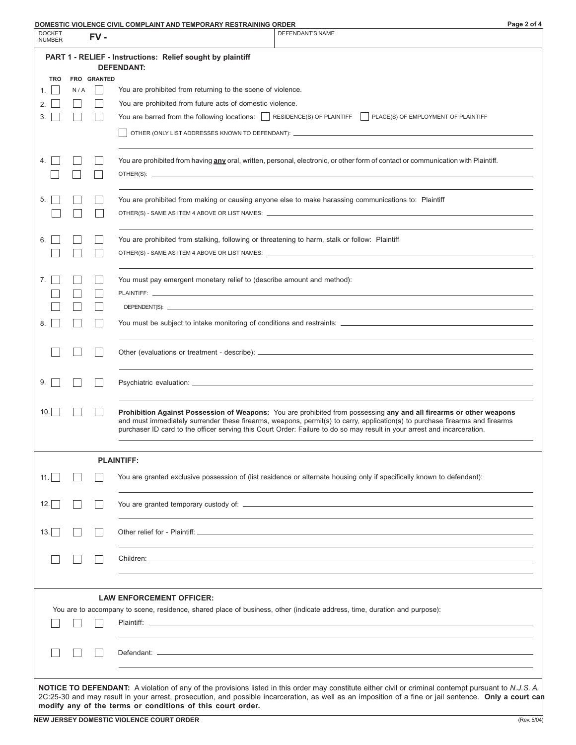**DOMESTIC VIOLENCE CIVIL COMPLAINT AND TEMPORARY RESTRAINING ORDER**

| DOCKET NUMBER | FV - | DEFENDANT'S NAME |
|---|---|---|

## PART 1 - RELIEF - Instructions: Relief sought by plaintiff

### DEFENDANT:

| | TRO | FRO | GRANTED | |
|---|---|---|---|---|
| 1. | ☐ | N / A | ☐ | You are prohibited from returning to the scene of violence. |
| 2. | ☐ | ☐ | ☐ | You are prohibited from future acts of domestic violence. |
| 3. | ☐ | ☐ | ☐ | You are barred from the following locations: ☐ RESIDENCE(S) OF PLAINTIFF ☐ PLACE(S) OF EMPLOYMENT OF PLAINTIFF |
| | | | | ☐ OTHER (ONLY LIST ADDRESSES KNOWN TO DEFENDANT): ______ |
| 4. | ☐ | ☐ | ☐ | You are prohibited from having **any** oral, written, personal, electronic, or other form of contact or communication with Plaintiff. |
| | ☐ | ☐ | ☐ | OTHER(S): ______ |
| 5. | ☐ | ☐ | ☐ | You are prohibited from making or causing anyone else to make harassing communications to: Plaintiff |
| | ☐ | ☐ | ☐ | OTHER(S) - SAME AS ITEM 4 ABOVE OR LIST NAMES: ______ |
| 6. | ☐ | ☐ | ☐ | You are prohibited from stalking, following or threatening to harm, stalk or follow: Plaintiff |
| | ☐ | ☐ | ☐ | OTHER(S) - SAME AS ITEM 4 ABOVE OR LIST NAMES: ______ |
| 7. | ☐ | ☐ | ☐ | You must pay emergent monetary relief to (describe amount and method): |
| | ☐ | ☐ | ☐ | PLAINTIFF: ______ |
| | ☐ | ☐ | ☐ | DEPENDENT(S): ______ |
| 8. | ☐ | ☐ | ☐ | You must be subject to intake monitoring of conditions and restraints: ______ |
| | ☐ | ☐ | ☐ | Other (evaluations or treatment - describe): ______ |
| 9. | ☐ | ☐ | ☐ | Psychiatric evaluation: ______ |
| 10. | ☐ | ☐ | ☐ | **Prohibition Against Possession of Weapons:** You are prohibited from possessing **any and all firearms or other weapons** and must immediately surrender these firearms, weapons, permit(s) to carry, application(s) to purchase firearms and firearms purchaser ID card to the officer serving this Court Order: Failure to do so may result in your arrest and incarceration. |

### PLAINTIFF:

| | TRO | FRO | GRANTED | |
|---|---|---|---|---|
| 11. | ☐ | ☐ | ☐ | You are granted exclusive possession of (list residence or alternate housing only if specifically known to defendant): ______ |
| 12. | ☐ | ☐ | ☐ | You are granted temporary custody of: ______ |
| 13. | ☐ | ☐ | ☐ | Other relief for - Plaintiff: ______ |
| | ☐ | ☐ | ☐ | Children: ______ |

### LAW ENFORCEMENT OFFICER:

You are to accompany to scene, residence, shared place of business, other (indicate address, time, duration and purpose):

| TRO | FRO | GRANTED | |
|---|---|---|---|
| ☐ | ☐ | ☐ | Plaintiff: ______ |
| ☐ | ☐ | ☐ | Defendant: ______ |

**NOTICE TO DEFENDANT:** A violation of any of the provisions listed in this order may constitute either civil or criminal contempt pursuant to *N.J.S. A.* 2C:25-30 and may result in your arrest, prosecution, and possible incarceration, as well as an imposition of a fine or jail sentence. **Only a court can modify any of the terms or conditions of this court order.**

**NEW JERSEY DOMESTIC VIOLENCE COURT ORDER** (Rev. 5/04)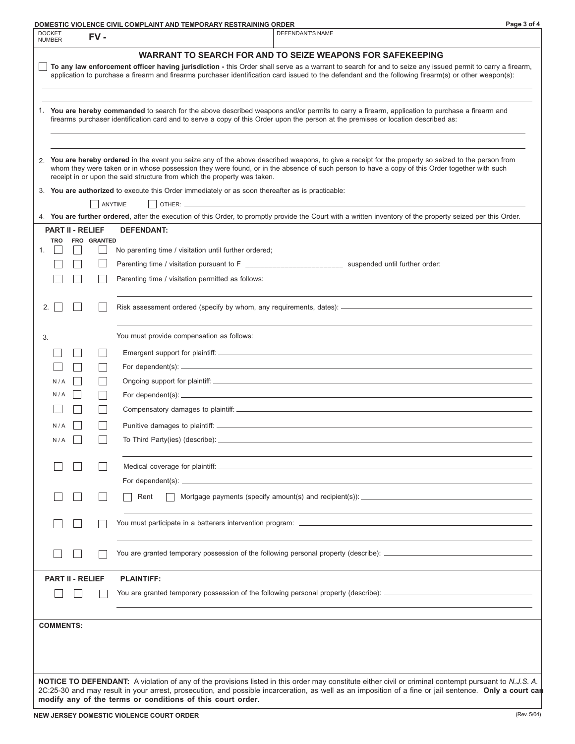**DOMESTIC VIOLENCE CIVIL COMPLAINT AND TEMPORARY RESTRAINING ORDER**

| DOCKET NUMBER **FV -** | DEFENDANT'S NAME |
|---|---|

## WARRANT TO SEARCH FOR AND TO SEIZE WEAPONS FOR SAFEKEEPING

☐ **To any law enforcement officer having jurisdiction -** this Order shall serve as a warrant to search for and to seize any issued permit to carry a firearm, application to purchase a firearm and firearms purchaser identification card issued to the defendant and the following firearm(s) or other weapon(s):

1. **You are hereby commanded** to search for the above described weapons and/or permits to carry a firearm, application to purchase a firearm and firearms purchaser identification card and to serve a copy of this Order upon the person at the premises or location described as:

2. **You are hereby ordered** in the event you seize any of the above described weapons, to give a receipt for the property so seized to the person from whom they were taken or in whose possession they were found, or in the absence of such person to have a copy of this Order together with such receipt in or upon the said structure from which the property was taken.

3. **You are authorized** to execute this Order immediately or as soon thereafter as is practicable:

   ☐ ANYTIME ☐ OTHER: \_\_\_\_\_\_\_\_\_\_\_\_\_\_\_\_\_\_\_\_

4. **You are further ordered**, after the execution of this Order, to promptly provide the Court with a written inventory of the property seized per this Order.

### PART II - RELIEF DEFENDANT:

| | TRO | FRO | GRANTED | |
|---|---|---|---|---|
| 1. | ☐ | ☐ | ☐ | No parenting time / visitation until further ordered; |
| | ☐ | ☐ | ☐ | Parenting time / visitation pursuant to F \_\_\_\_\_\_\_\_\_\_\_\_\_\_\_\_\_\_\_\_\_\_\_\_ suspended until further order: |
| | ☐ | ☐ | ☐ | Parenting time / visitation permitted as follows: |
| 2. | ☐ | ☐ | ☐ | Risk assessment ordered (specify by whom, any requirements, dates): |
| 3. | | | | You must provide compensation as follows: |
| | ☐ | ☐ | ☐ | Emergent support for plaintiff: |
| | ☐ | ☐ | ☐ | For dependent(s): |
| | N / A | ☐ | ☐ | Ongoing support for plaintiff: |
| | N / A | ☐ | ☐ | For dependent(s): |
| | ☐ | ☐ | ☐ | Compensatory damages to plaintiff: |
| | N / A | ☐ | ☐ | Punitive damages to plaintiff: |
| | N / A | ☐ | ☐ | To Third Party(ies) (describe): |
| | ☐ | ☐ | ☐ | Medical coverage for plaintiff: |
| | | | | For dependent(s): |
| | ☐ | ☐ | ☐ | ☐ Rent ☐ Mortgage payments (specify amount(s) and recipient(s)): |
| | ☐ | ☐ | ☐ | You must participate in a batterers intervention program: |
| | ☐ | ☐ | ☐ | You are granted temporary possession of the following personal property (describe): |

### PART II - RELIEF PLAINTIFF:

| TRO | FRO | GRANTED | |
|---|---|---|---|
| ☐ | ☐ | ☐ | You are granted temporary possession of the following personal property (describe): |

**COMMENTS:**

**NOTICE TO DEFENDANT:** A violation of any of the provisions listed in this order may constitute either civil or criminal contempt pursuant to *N.J.S.A.* 2C:25-30 and may result in your arrest, prosecution, and possible incarceration, as well as an imposition of a fine or jail sentence. **Only a court can modify any of the terms or conditions of this court order.**

**NEW JERSEY DOMESTIC VIOLENCE COURT ORDER** (Rev. 5/04)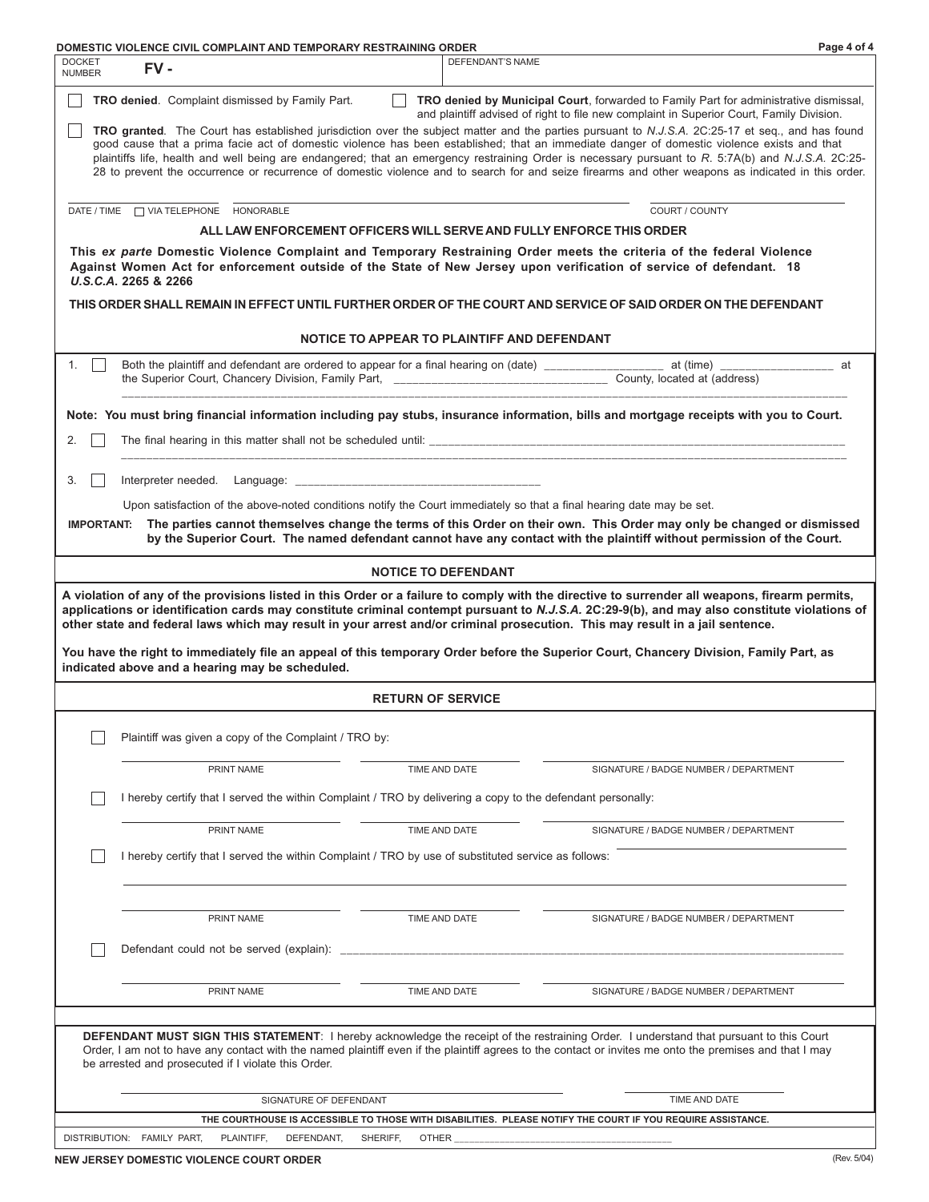**DOMESTIC VIOLENCE CIVIL COMPLAINT AND TEMPORARY RESTRAINING ORDER**

| DOCKET NUMBER **FV -** | DEFENDANT'S NAME |
|---|---|

☐ **TRO denied**. Complaint dismissed by Family Part. ☐ **TRO denied by Municipal Court**, forwarded to Family Part for administrative dismissal, and plaintiff advised of right to file new complaint in Superior Court, Family Division.

☐ **TRO granted**. The Court has established jurisdiction over the subject matter and the parties pursuant to *N.J.S.A.* 2C:25-17 et seq., and has found good cause that a prima facie act of domestic violence has been established; that an immediate danger of domestic violence exists and that plaintiffs life, health and well being are endangered; that an emergency restraining Order is necessary pursuant to *R.* 5:7A(b) and *N.J.S.A.* 2C:25-28 to prevent the occurrence or recurrence of domestic violence and to search for and seize firearms and other weapons as indicated in this order.

DATE / TIME ☐ VIA TELEPHONE HONORABLE _______________ COURT / COUNTY _______________

**ALL LAW ENFORCEMENT OFFICERS WILL SERVE AND FULLY ENFORCE THIS ORDER**

**This *ex parte* Domestic Violence Complaint and Temporary Restraining Order meets the criteria of the federal Violence Against Women Act for enforcement outside of the State of New Jersey upon verification of service of defendant. 18 *U.S.C.A.* 2265 & 2266**

**THIS ORDER SHALL REMAIN IN EFFECT UNTIL FURTHER ORDER OF THE COURT AND SERVICE OF SAID ORDER ON THE DEFENDANT**

## NOTICE TO APPEAR TO PLAINTIFF AND DEFENDANT

1. ☐ Both the plaintiff and defendant are ordered to appear for a final hearing on (date) _________________ at (time) ________________ at the Superior Court, Chancery Division, Family Part, _______________________________ County, located at (address) _______________________________

**Note: You must bring financial information including pay stubs, insurance information, bills and mortgage receipts with you to Court.**

2. ☐ The final hearing in this matter shall not be scheduled until: _______________________________

3. ☐ Interpreter needed. Language: _____________________________________

Upon satisfaction of the above-noted conditions notify the Court immediately so that a final hearing date may be set.

**IMPORTANT: The parties cannot themselves change the terms of this Order on their own. This Order may only be changed or dismissed by the Superior Court. The named defendant cannot have any contact with the plaintiff without permission of the Court.**

## NOTICE TO DEFENDANT

**A violation of any of the provisions listed in this Order or a failure to comply with the directive to surrender all weapons, firearm permits, applications or identification cards may constitute criminal contempt pursuant to *N.J.S.A.* 2C:29-9(b), and may also constitute violations of other state and federal laws which may result in your arrest and/or criminal prosecution. This may result in a jail sentence.**

**You have the right to immediately file an appeal of this temporary Order before the Superior Court, Chancery Division, Family Part, as indicated above and a hearing may be scheduled.**

## RETURN OF SERVICE

☐ Plaintiff was given a copy of the Complaint / TRO by:

PRINT NAME _______________ TIME AND DATE _______________ SIGNATURE / BADGE NUMBER / DEPARTMENT _______________

☐ I hereby certify that I served the within Complaint / TRO by delivering a copy to the defendant personally:

PRINT NAME _______________ TIME AND DATE _______________ SIGNATURE / BADGE NUMBER / DEPARTMENT _______________

☐ I hereby certify that I served the within Complaint / TRO by use of substituted service as follows: _______________

PRINT NAME _______________ TIME AND DATE _______________ SIGNATURE / BADGE NUMBER / DEPARTMENT _______________

☐ Defendant could not be served (explain): _______________________________

PRINT NAME _______________ TIME AND DATE _______________ SIGNATURE / BADGE NUMBER / DEPARTMENT _______________

**DEFENDANT MUST SIGN THIS STATEMENT**: I hereby acknowledge the receipt of the restraining Order. I understand that pursuant to this Court Order, I am not to have any contact with the named plaintiff even if the plaintiff agrees to the contact or invites me onto the premises and that I may be arrested and prosecuted if I violate this Order.

SIGNATURE OF DEFENDANT _______________ TIME AND DATE _______________

**THE COURTHOUSE IS ACCESSIBLE TO THOSE WITH DISABILITIES. PLEASE NOTIFY THE COURT IF YOU REQUIRE ASSISTANCE.**

DISTRIBUTION: FAMILY PART, PLAINTIFF, DEFENDANT, SHERIFF, OTHER _______________________________

**NEW JERSEY DOMESTIC VIOLENCE COURT ORDER** (Rev. 5/04)